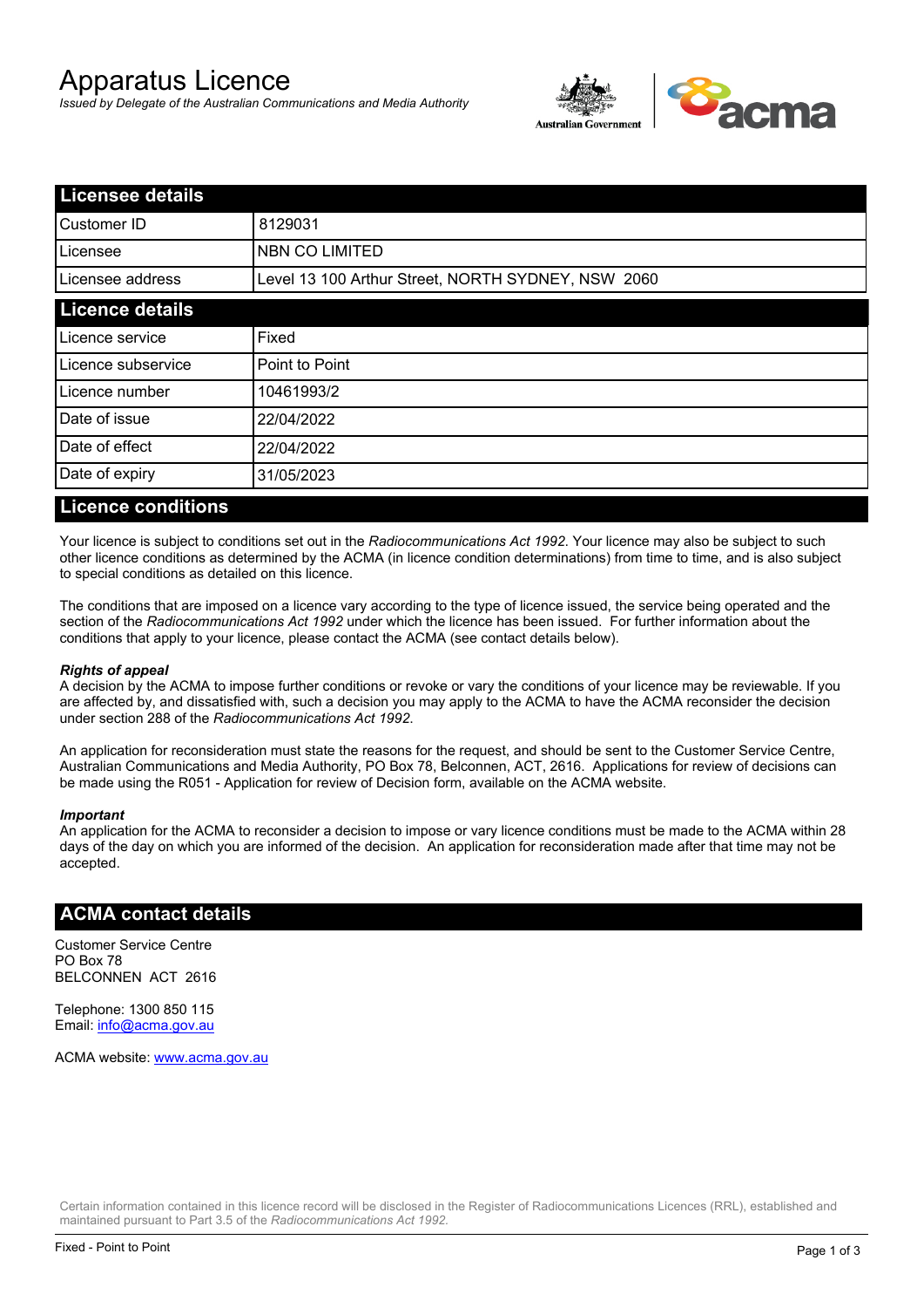# Apparatus Licence

*Issued by Delegate of the Australian Communications and Media Authority*

## Licensee details

| | |
|---|---|
| Customer ID | 8129031 |
| Licensee | NBN CO LIMITED |
| Licensee address | Level 13 100 Arthur Street, NORTH SYDNEY, NSW 2060 |

## Licence details

| | |
|---|---|
| Licence service | Fixed |
| Licence subservice | Point to Point |
| Licence number | 10461993/2 |
| Date of issue | 22/04/2022 |
| Date of effect | 22/04/2022 |
| Date of expiry | 31/05/2023 |

## Licence conditions

Your licence is subject to conditions set out in the *Radiocommunications Act 1992*. Your licence may also be subject to such other licence conditions as determined by the ACMA (in licence condition determinations) from time to time, and is also subject to special conditions as detailed on this licence.

The conditions that are imposed on a licence vary according to the type of licence issued, the service being operated and the section of the *Radiocommunications Act 1992* under which the licence has been issued. For further information about the conditions that apply to your licence, please contact the ACMA (see contact details below).

***Rights of appeal***

A decision by the ACMA to impose further conditions or revoke or vary the conditions of your licence may be reviewable. If you are affected by, and dissatisfied with, such a decision you may apply to the ACMA to have the ACMA reconsider the decision under section 288 of the *Radiocommunications Act 1992*.

An application for reconsideration must state the reasons for the request, and should be sent to the Customer Service Centre, Australian Communications and Media Authority, PO Box 78, Belconnen, ACT, 2616. Applications for review of decisions can be made using the R051 - Application for review of Decision form, available on the ACMA website.

***Important***

An application for the ACMA to reconsider a decision to impose or vary licence conditions must be made to the ACMA within 28 days of the day on which you are informed of the decision. An application for reconsideration made after that time may not be accepted.

## ACMA contact details

Customer Service Centre
PO Box 78
BELCONNEN ACT 2616

Telephone: 1300 850 115
Email: info@acma.gov.au

ACMA website: www.acma.gov.au

Certain information contained in this licence record will be disclosed in the Register of Radiocommunications Licences (RRL), established and maintained pursuant to Part 3.5 of the *Radiocommunications Act 1992.*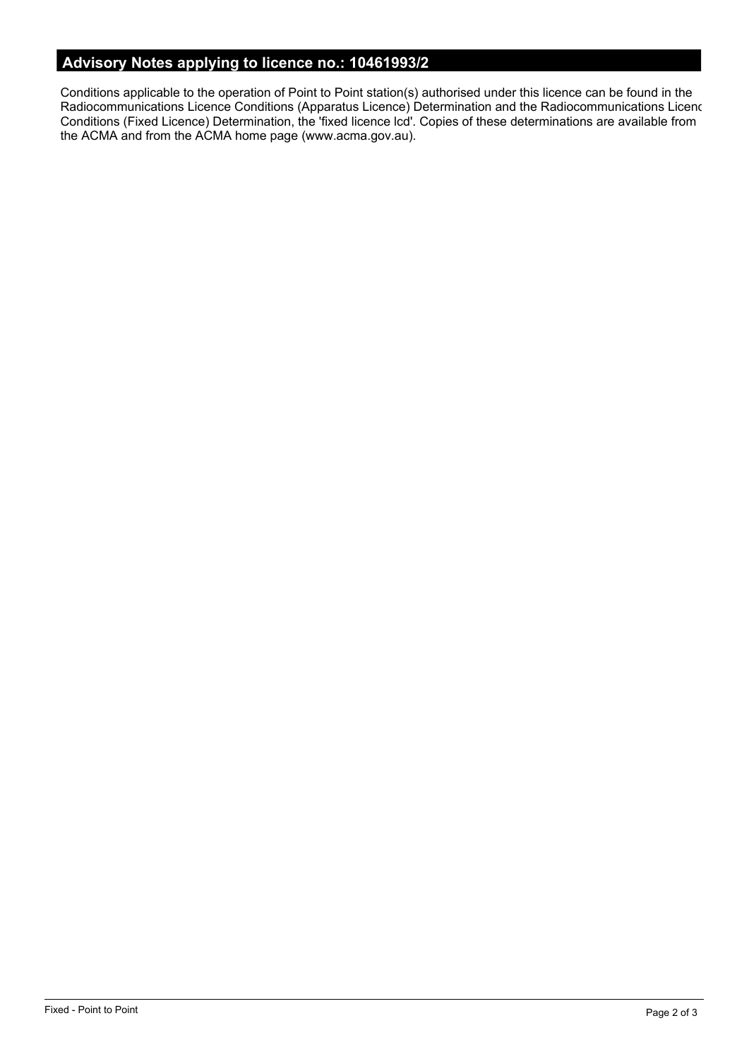## Advisory Notes applying to licence no.: 10461993/2

Conditions applicable to the operation of Point to Point station(s) authorised under this licence can be found in the Radiocommunications Licence Conditions (Apparatus Licence) Determination and the Radiocommunications Licence Conditions (Fixed Licence) Determination, the 'fixed licence lcd'. Copies of these determinations are available from the ACMA and from the ACMA home page (www.acma.gov.au).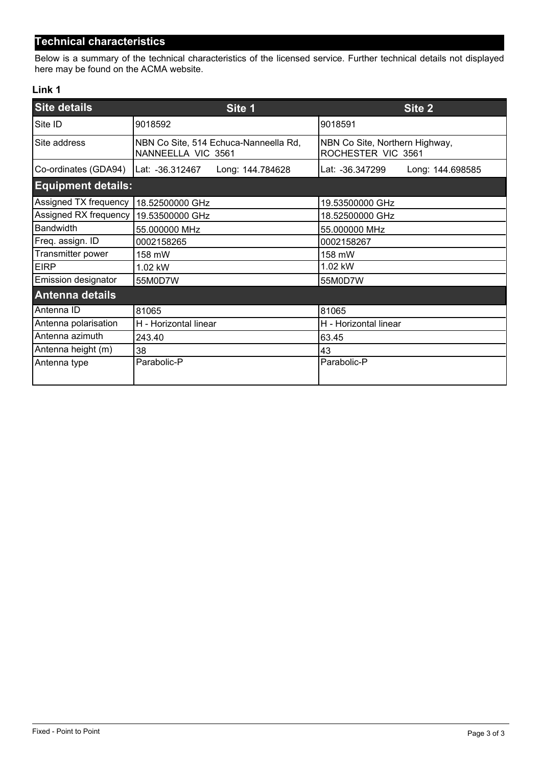## Technical characteristics

Below is a summary of the technical characteristics of the licensed service. Further technical details not displayed here may be found on the ACMA website.

### Link 1

| Site details | Site 1 | Site 2 |
|---|---|---|
| Site ID | 9018592 | 9018591 |
| Site address | NBN Co Site, 514 Echuca-Nanneella Rd, NANNEELLA VIC 3561 | NBN Co Site, Northern Highway, ROCHESTER VIC 3561 |
| Co-ordinates (GDA94) | Lat: -36.312467 Long: 144.784628 | Lat: -36.347299 Long: 144.698585 |
| **Equipment details:** | | |
| Assigned TX frequency | 18.52500000 GHz | 19.53500000 GHz |
| Assigned RX frequency | 19.53500000 GHz | 18.52500000 GHz |
| Bandwidth | 55.000000 MHz | 55.000000 MHz |
| Freq. assign. ID | 0002158265 | 0002158267 |
| Transmitter power | 158 mW | 158 mW |
| EIRP | 1.02 kW | 1.02 kW |
| Emission designator | 55M0D7W | 55M0D7W |
| **Antenna details** | | |
| Antenna ID | 81065 | 81065 |
| Antenna polarisation | H - Horizontal linear | H - Horizontal linear |
| Antenna azimuth | 243.40 | 63.45 |
| Antenna height (m) | 38 | 43 |
| Antenna type | Parabolic-P | Parabolic-P |

Fixed - Point to Point